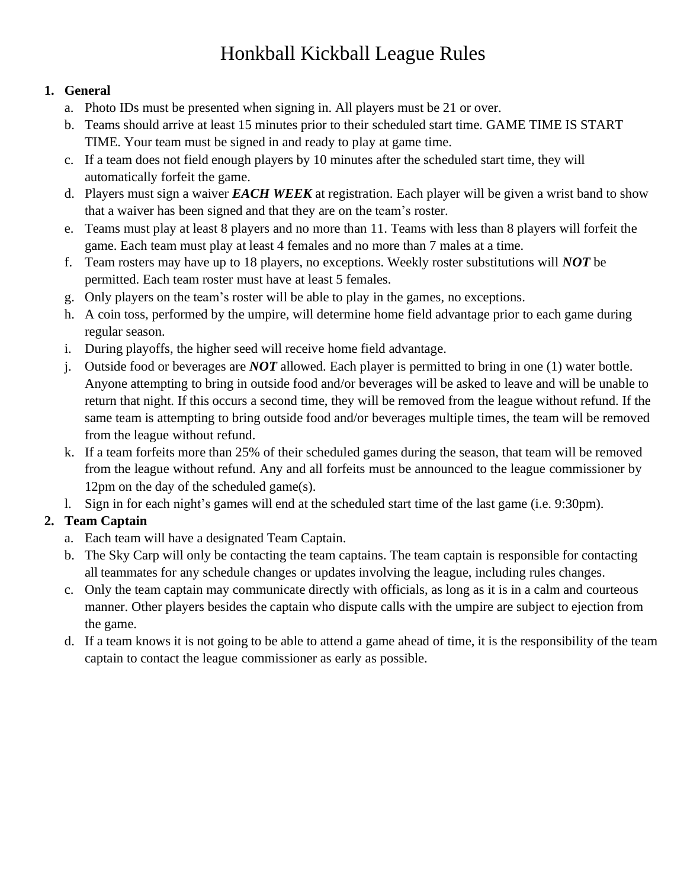# Honkball Kickball League Rules

1. **General**
   a. Photo IDs must be presented when signing in. All players must be 21 or over.
   b. Teams should arrive at least 15 minutes prior to their scheduled start time. GAME TIME IS START TIME. Your team must be signed in and ready to play at game time.
   c. If a team does not field enough players by 10 minutes after the scheduled start time, they will automatically forfeit the game.
   d. Players must sign a waiver ***EACH WEEK*** at registration. Each player will be given a wrist band to show that a waiver has been signed and that they are on the team's roster.
   e. Teams must play at least 8 players and no more than 11. Teams with less than 8 players will forfeit the game. Each team must play at least 4 females and no more than 7 males at a time.
   f. Team rosters may have up to 18 players, no exceptions. Weekly roster substitutions will ***NOT*** be permitted. Each team roster must have at least 5 females.
   g. Only players on the team's roster will be able to play in the games, no exceptions.
   h. A coin toss, performed by the umpire, will determine home field advantage prior to each game during regular season.
   i. During playoffs, the higher seed will receive home field advantage.
   j. Outside food or beverages are ***NOT*** allowed. Each player is permitted to bring in one (1) water bottle. Anyone attempting to bring in outside food and/or beverages will be asked to leave and will be unable to return that night. If this occurs a second time, they will be removed from the league without refund. If the same team is attempting to bring outside food and/or beverages multiple times, the team will be removed from the league without refund.
   k. If a team forfeits more than 25% of their scheduled games during the season, that team will be removed from the league without refund. Any and all forfeits must be announced to the league commissioner by 12pm on the day of the scheduled game(s).
   l. Sign in for each night's games will end at the scheduled start time of the last game (i.e. 9:30pm).
2. **Team Captain**
   a. Each team will have a designated Team Captain.
   b. The Sky Carp will only be contacting the team captains. The team captain is responsible for contacting all teammates for any schedule changes or updates involving the league, including rules changes.
   c. Only the team captain may communicate directly with officials, as long as it is in a calm and courteous manner. Other players besides the captain who dispute calls with the umpire are subject to ejection from the game.
   d. If a team knows it is not going to be able to attend a game ahead of time, it is the responsibility of the team captain to contact the league commissioner as early as possible.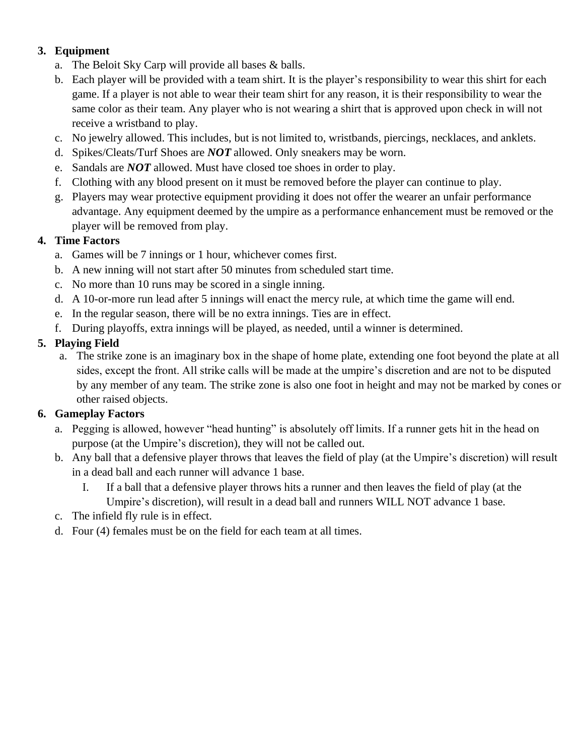3. **Equipment**
    a. The Beloit Sky Carp will provide all bases & balls.
    b. Each player will be provided with a team shirt. It is the player's responsibility to wear this shirt for each game. If a player is not able to wear their team shirt for any reason, it is their responsibility to wear the same color as their team. Any player who is not wearing a shirt that is approved upon check in will not receive a wristband to play.
    c. No jewelry allowed. This includes, but is not limited to, wristbands, piercings, necklaces, and anklets.
    d. Spikes/Cleats/Turf Shoes are ***NOT*** allowed. Only sneakers may be worn.
    e. Sandals are ***NOT*** allowed. Must have closed toe shoes in order to play.
    f. Clothing with any blood present on it must be removed before the player can continue to play.
    g. Players may wear protective equipment providing it does not offer the wearer an unfair performance advantage. Any equipment deemed by the umpire as a performance enhancement must be removed or the player will be removed from play.
4. **Time Factors**
    a. Games will be 7 innings or 1 hour, whichever comes first.
    b. A new inning will not start after 50 minutes from scheduled start time.
    c. No more than 10 runs may be scored in a single inning.
    d. A 10-or-more run lead after 5 innings will enact the mercy rule, at which time the game will end.
    e. In the regular season, there will be no extra innings. Ties are in effect.
    f. During playoffs, extra innings will be played, as needed, until a winner is determined.
5. **Playing Field**
    a. The strike zone is an imaginary box in the shape of home plate, extending one foot beyond the plate at all sides, except the front. All strike calls will be made at the umpire's discretion and are not to be disputed by any member of any team. The strike zone is also one foot in height and may not be marked by cones or other raised objects.
6. **Gameplay Factors**
    a. Pegging is allowed, however "head hunting" is absolutely off limits. If a runner gets hit in the head on purpose (at the Umpire's discretion), they will not be called out.
    b. Any ball that a defensive player throws that leaves the field of play (at the Umpire's discretion) will result in a dead ball and each runner will advance 1 base.
        I. If a ball that a defensive player throws hits a runner and then leaves the field of play (at the Umpire's discretion), will result in a dead ball and runners WILL NOT advance 1 base.
    c. The infield fly rule is in effect.
    d. Four (4) females must be on the field for each team at all times.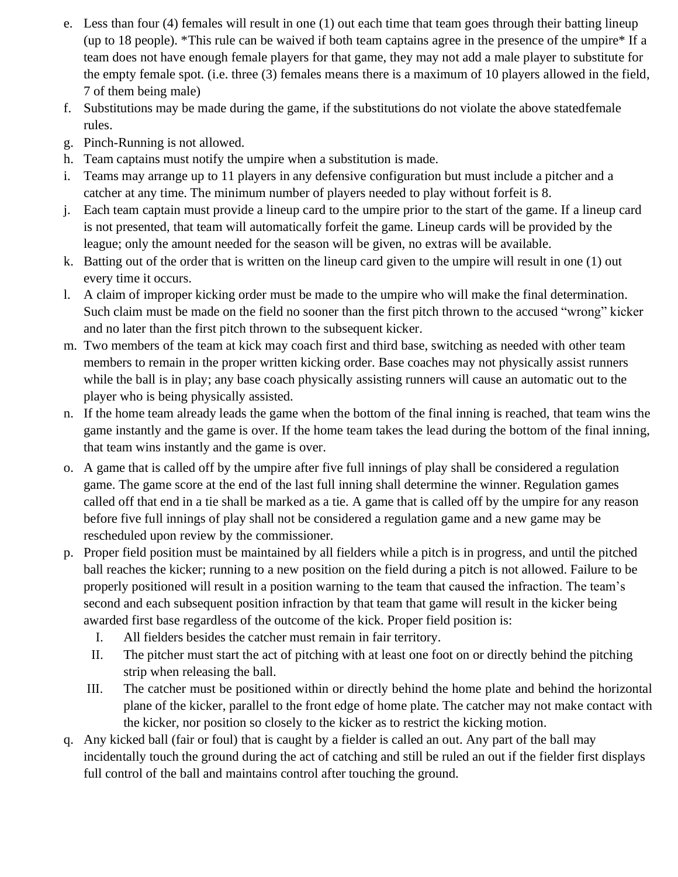e. Less than four (4) females will result in one (1) out each time that team goes through their batting lineup (up to 18 people). *This rule can be waived if both team captains agree in the presence of the umpire* If a team does not have enough female players for that game, they may not add a male player to substitute for the empty female spot. (i.e. three (3) females means there is a maximum of 10 players allowed in the field, 7 of them being male)
f. Substitutions may be made during the game, if the substitutions do not violate the above statedfemale rules.
g. Pinch-Running is not allowed.
h. Team captains must notify the umpire when a substitution is made.
i. Teams may arrange up to 11 players in any defensive configuration but must include a pitcher and a catcher at any time. The minimum number of players needed to play without forfeit is 8.
j. Each team captain must provide a lineup card to the umpire prior to the start of the game. If a lineup card is not presented, that team will automatically forfeit the game. Lineup cards will be provided by the league; only the amount needed for the season will be given, no extras will be available.
k. Batting out of the order that is written on the lineup card given to the umpire will result in one (1) out every time it occurs.
l. A claim of improper kicking order must be made to the umpire who will make the final determination. Such claim must be made on the field no sooner than the first pitch thrown to the accused "wrong" kicker and no later than the first pitch thrown to the subsequent kicker.
m. Two members of the team at kick may coach first and third base, switching as needed with other team members to remain in the proper written kicking order. Base coaches may not physically assist runners while the ball is in play; any base coach physically assisting runners will cause an automatic out to the player who is being physically assisted.
n. If the home team already leads the game when the bottom of the final inning is reached, that team wins the game instantly and the game is over. If the home team takes the lead during the bottom of the final inning, that team wins instantly and the game is over.
o. A game that is called off by the umpire after five full innings of play shall be considered a regulation game. The game score at the end of the last full inning shall determine the winner. Regulation games called off that end in a tie shall be marked as a tie. A game that is called off by the umpire for any reason before five full innings of play shall not be considered a regulation game and a new game may be rescheduled upon review by the commissioner.
p. Proper field position must be maintained by all fielders while a pitch is in progress, and until the pitched ball reaches the kicker; running to a new position on the field during a pitch is not allowed. Failure to be properly positioned will result in a position warning to the team that caused the infraction. The team's second and each subsequent position infraction by that team that game will result in the kicker being awarded first base regardless of the outcome of the kick. Proper field position is:
    I. All fielders besides the catcher must remain in fair territory.
    II. The pitcher must start the act of pitching with at least one foot on or directly behind the pitching strip when releasing the ball.
    III. The catcher must be positioned within or directly behind the home plate and behind the horizontal plane of the kicker, parallel to the front edge of home plate. The catcher may not make contact with the kicker, nor position so closely to the kicker as to restrict the kicking motion.
q. Any kicked ball (fair or foul) that is caught by a fielder is called an out. Any part of the ball may incidentally touch the ground during the act of catching and still be ruled an out if the fielder first displays full control of the ball and maintains control after touching the ground.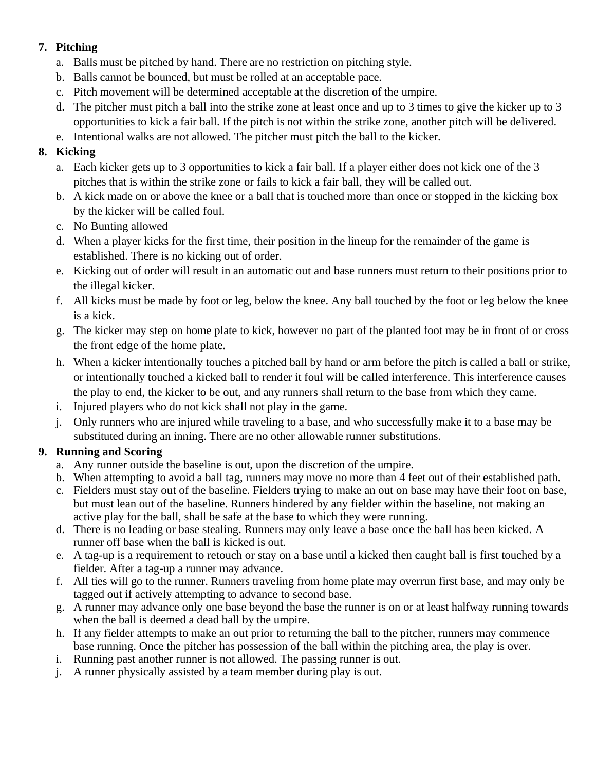7. **Pitching**
    a. Balls must be pitched by hand. There are no restriction on pitching style.
    b. Balls cannot be bounced, but must be rolled at an acceptable pace.
    c. Pitch movement will be determined acceptable at the discretion of the umpire.
    d. The pitcher must pitch a ball into the strike zone at least once and up to 3 times to give the kicker up to 3 opportunities to kick a fair ball. If the pitch is not within the strike zone, another pitch will be delivered.
    e. Intentional walks are not allowed. The pitcher must pitch the ball to the kicker.

8. **Kicking**
    a. Each kicker gets up to 3 opportunities to kick a fair ball. If a player either does not kick one of the 3 pitches that is within the strike zone or fails to kick a fair ball, they will be called out.
    b. A kick made on or above the knee or a ball that is touched more than once or stopped in the kicking box by the kicker will be called foul.
    c. No Bunting allowed
    d. When a player kicks for the first time, their position in the lineup for the remainder of the game is established. There is no kicking out of order.
    e. Kicking out of order will result in an automatic out and base runners must return to their positions prior to the illegal kicker.
    f. All kicks must be made by foot or leg, below the knee. Any ball touched by the foot or leg below the knee is a kick.
    g. The kicker may step on home plate to kick, however no part of the planted foot may be in front of or cross the front edge of the home plate.
    h. When a kicker intentionally touches a pitched ball by hand or arm before the pitch is called a ball or strike, or intentionally touched a kicked ball to render it foul will be called interference. This interference causes the play to end, the kicker to be out, and any runners shall return to the base from which they came.
    i. Injured players who do not kick shall not play in the game.
    j. Only runners who are injured while traveling to a base, and who successfully make it to a base may be substituted during an inning. There are no other allowable runner substitutions.

9. **Running and Scoring**
    a. Any runner outside the baseline is out, upon the discretion of the umpire.
    b. When attempting to avoid a ball tag, runners may move no more than 4 feet out of their established path.
    c. Fielders must stay out of the baseline. Fielders trying to make an out on base may have their foot on base, but must lean out of the baseline. Runners hindered by any fielder within the baseline, not making an active play for the ball, shall be safe at the base to which they were running.
    d. There is no leading or base stealing. Runners may only leave a base once the ball has been kicked. A runner off base when the ball is kicked is out.
    e. A tag-up is a requirement to retouch or stay on a base until a kicked then caught ball is first touched by a fielder. After a tag-up a runner may advance.
    f. All ties will go to the runner. Runners traveling from home plate may overrun first base, and may only be tagged out if actively attempting to advance to second base.
    g. A runner may advance only one base beyond the base the runner is on or at least halfway running towards when the ball is deemed a dead ball by the umpire.
    h. If any fielder attempts to make an out prior to returning the ball to the pitcher, runners may commence base running. Once the pitcher has possession of the ball within the pitching area, the play is over.
    i. Running past another runner is not allowed. The passing runner is out.
    j. A runner physically assisted by a team member during play is out.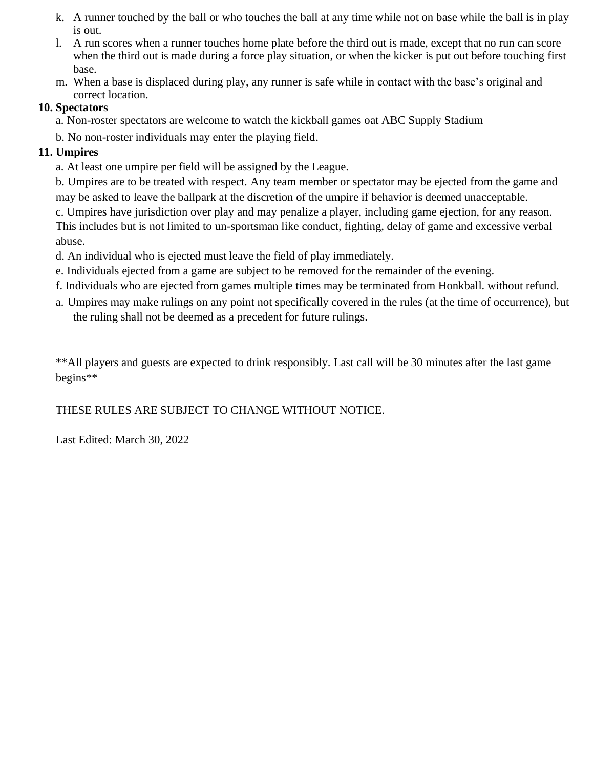k. A runner touched by the ball or who touches the ball at any time while not on base while the ball is in play is out.

l. A run scores when a runner touches home plate before the third out is made, except that no run can score when the third out is made during a force play situation, or when the kicker is put out before touching first base.

m. When a base is displaced during play, any runner is safe while in contact with the base's original and correct location.

**10. Spectators**

a. Non-roster spectators are welcome to watch the kickball games oat ABC Supply Stadium

b. No non-roster individuals may enter the playing field.

**11. Umpires**

a. At least one umpire per field will be assigned by the League.

b. Umpires are to be treated with respect. Any team member or spectator may be ejected from the game and may be asked to leave the ballpark at the discretion of the umpire if behavior is deemed unacceptable.

c. Umpires have jurisdiction over play and may penalize a player, including game ejection, for any reason. This includes but is not limited to un-sportsman like conduct, fighting, delay of game and excessive verbal abuse.

d. An individual who is ejected must leave the field of play immediately.

e. Individuals ejected from a game are subject to be removed for the remainder of the evening.

f. Individuals who are ejected from games multiple times may be terminated from Honkball. without refund.

a. Umpires may make rulings on any point not specifically covered in the rules (at the time of occurrence), but the ruling shall not be deemed as a precedent for future rulings.

**All players and guests are expected to drink responsibly. Last call will be 30 minutes after the last game begins**

THESE RULES ARE SUBJECT TO CHANGE WITHOUT NOTICE.

Last Edited: March 30, 2022